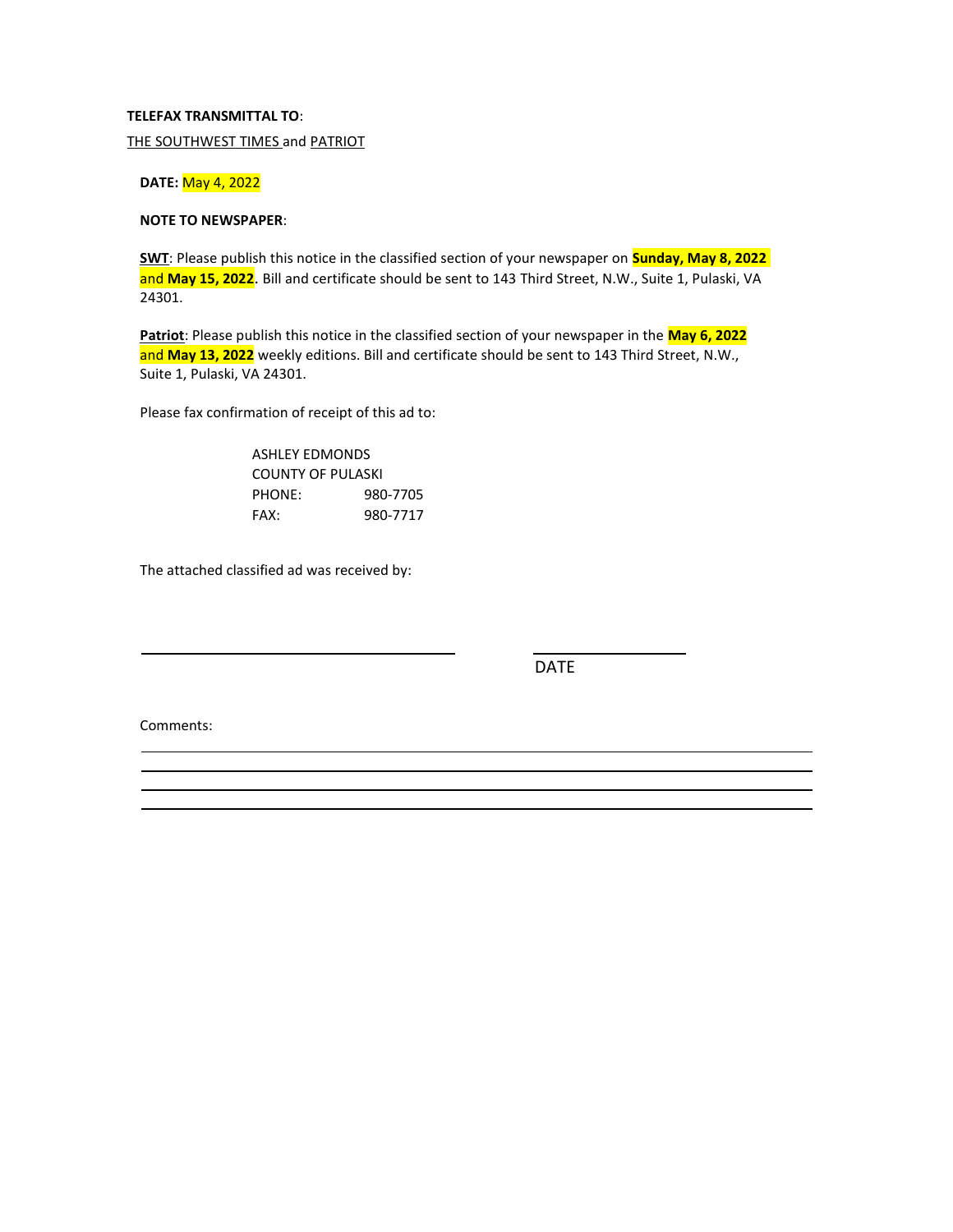**TELEFAX TRANSMITTAL TO**:

THE SOUTHWEST TIMES and PATRIOT

**DATE:** May 4, 2022

**NOTE TO NEWSPAPER**:

**SWT**: Please publish this notice in the classified section of your newspaper on **Sunday, May 8, 2022** and **May 15, 2022**. Bill and certificate should be sent to 143 Third Street, N.W., Suite 1, Pulaski, VA 24301.

**Patriot**: Please publish this notice in the classified section of your newspaper in the **May 6, 2022** and **May 13, 2022** weekly editions. Bill and certificate should be sent to 143 Third Street, N.W., Suite 1, Pulaski, VA 24301.

Please fax confirmation of receipt of this ad to:

ASHLEY EDMONDS
COUNTY OF PULASKI
PHONE: 980-7705
FAX: 980-7717

The attached classified ad was received by:

\_\_\_\_\_\_\_\_\_\_\_\_\_\_\_\_\_\_\_\_\_\_\_\_\_\_\_\_\_\_ \_\_\_\_\_\_\_\_\_\_\_\_\_\_\_
DATE

Comments:

\_\_\_\_\_\_\_\_\_\_\_\_\_\_\_\_\_\_\_\_\_\_\_\_\_\_\_\_\_\_\_\_\_\_\_\_\_\_\_\_\_\_\_\_\_\_\_\_\_\_\_\_\_\_\_\_\_\_
\_\_\_\_\_\_\_\_\_\_\_\_\_\_\_\_\_\_\_\_\_\_\_\_\_\_\_\_\_\_\_\_\_\_\_\_\_\_\_\_\_\_\_\_\_\_\_\_\_\_\_\_\_\_\_\_\_\_
\_\_\_\_\_\_\_\_\_\_\_\_\_\_\_\_\_\_\_\_\_\_\_\_\_\_\_\_\_\_\_\_\_\_\_\_\_\_\_\_\_\_\_\_\_\_\_\_\_\_\_\_\_\_\_\_\_\_
\_\_\_\_\_\_\_\_\_\_\_\_\_\_\_\_\_\_\_\_\_\_\_\_\_\_\_\_\_\_\_\_\_\_\_\_\_\_\_\_\_\_\_\_\_\_\_\_\_\_\_\_\_\_\_\_\_\_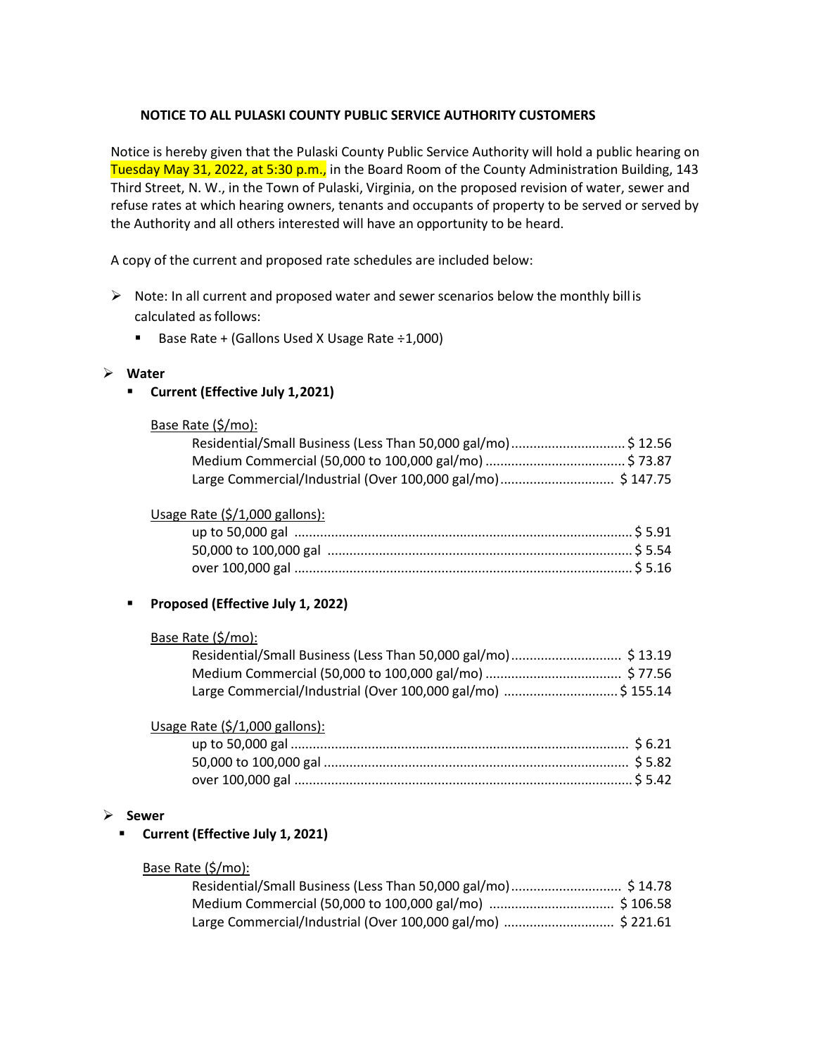**NOTICE TO ALL PULASKI COUNTY PUBLIC SERVICE AUTHORITY CUSTOMERS**

Notice is hereby given that the Pulaski County Public Service Authority will hold a public hearing on Tuesday May 31, 2022, at 5:30 p.m., in the Board Room of the County Administration Building, 143 Third Street, N. W., in the Town of Pulaski, Virginia, on the proposed revision of water, sewer and refuse rates at which hearing owners, tenants and occupants of property to be served or served by the Authority and all others interested will have an opportunity to be heard.

A copy of the current and proposed rate schedules are included below:

- Note: In all current and proposed water and sewer scenarios below the monthly bill is calculated as follows:
  - Base Rate + (Gallons Used X Usage Rate ÷1,000)

- **Water**
  - **Current (Effective July 1,2021)**

    Base Rate ($/mo):

    | | |
    |---|---|
    | Residential/Small Business (Less Than 50,000 gal/mo) | $ 12.56 |
    | Medium Commercial (50,000 to 100,000 gal/mo) | $ 73.87 |
    | Large Commercial/Industrial (Over 100,000 gal/mo) | $ 147.75 |

    Usage Rate ($/1,000 gallons):

    | | |
    |---|---|
    | up to 50,000 gal | $ 5.91 |
    | 50,000 to 100,000 gal | $ 5.54 |
    | over 100,000 gal | $ 5.16 |

  - **Proposed (Effective July 1, 2022)**

    Base Rate ($/mo):

    | | |
    |---|---|
    | Residential/Small Business (Less Than 50,000 gal/mo) | $ 13.19 |
    | Medium Commercial (50,000 to 100,000 gal/mo) | $ 77.56 |
    | Large Commercial/Industrial (Over 100,000 gal/mo) | $ 155.14 |

    Usage Rate ($/1,000 gallons):

    | | |
    |---|---|
    | up to 50,000 gal | $ 6.21 |
    | 50,000 to 100,000 gal | $ 5.82 |
    | over 100,000 gal | $ 5.42 |

- **Sewer**
  - **Current (Effective July 1, 2021)**

    Base Rate ($/mo):

    | | |
    |---|---|
    | Residential/Small Business (Less Than 50,000 gal/mo) | $ 14.78 |
    | Medium Commercial (50,000 to 100,000 gal/mo) | $ 106.58 |
    | Large Commercial/Industrial (Over 100,000 gal/mo) | $ 221.61 |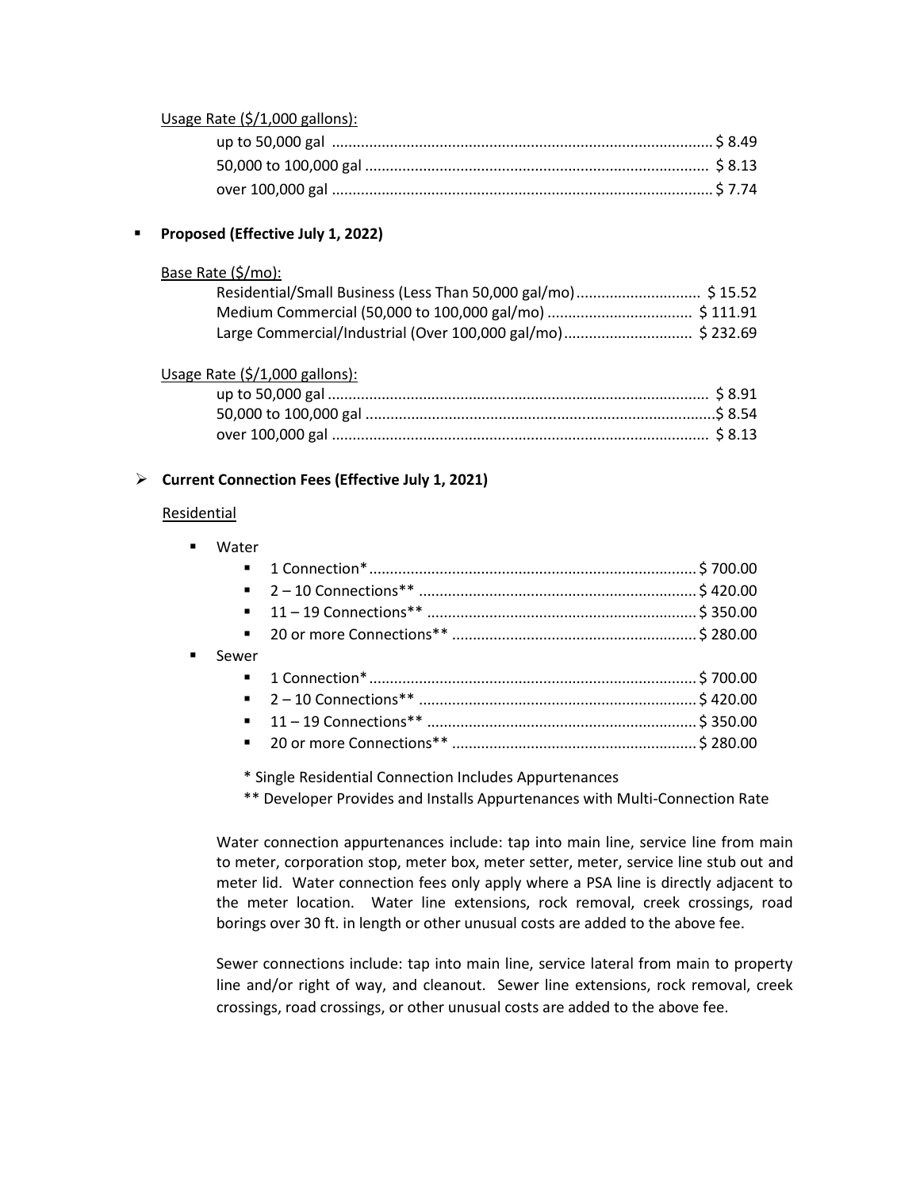Usage Rate ($/1,000 gallons):

- up to 50,000 gal .......................................................................................... $ 8.49
- 50,000 to 100,000 gal ................................................................................. $ 8.13
- over 100,000 gal .......................................................................................... $ 7.74

- **Proposed (Effective July 1, 2022)**

  Base Rate ($/mo):

  - Residential/Small Business (Less Than 50,000 gal/mo)............................. $ 15.52
  - Medium Commercial (50,000 to 100,000 gal/mo) .................................. $ 111.91
  - Large Commercial/Industrial (Over 100,000 gal/mo).............................. $ 232.69

  Usage Rate ($/1,000 gallons):

  - up to 50,000 gal .......................................................................................... $ 8.91
  - 50,000 to 100,000 gal ...................................................................................$ 8.54
  - over 100,000 gal .......................................................................................... $ 8.13

- **Current Connection Fees (Effective July 1, 2021)**

  Residential

  - Water
    - 1 Connection*.............................................................................. $ 700.00
    - 2 – 10 Connections** .................................................................. $ 420.00
    - 11 – 19 Connections** ................................................................ $ 350.00
    - 20 or more Connections** .......................................................... $ 280.00
  - Sewer
    - 1 Connection*.............................................................................. $ 700.00
    - 2 – 10 Connections** .................................................................. $ 420.00
    - 11 – 19 Connections** ................................................................ $ 350.00
    - 20 or more Connections** .......................................................... $ 280.00

  \* Single Residential Connection Includes Appurtenances

  \*\* Developer Provides and Installs Appurtenances with Multi-Connection Rate

  Water connection appurtenances include: tap into main line, service line from main to meter, corporation stop, meter box, meter setter, meter, service line stub out and meter lid. Water connection fees only apply where a PSA line is directly adjacent to the meter location. Water line extensions, rock removal, creek crossings, road borings over 30 ft. in length or other unusual costs are added to the above fee.

  Sewer connections include: tap into main line, service lateral from main to property line and/or right of way, and cleanout. Sewer line extensions, rock removal, creek crossings, road crossings, or other unusual costs are added to the above fee.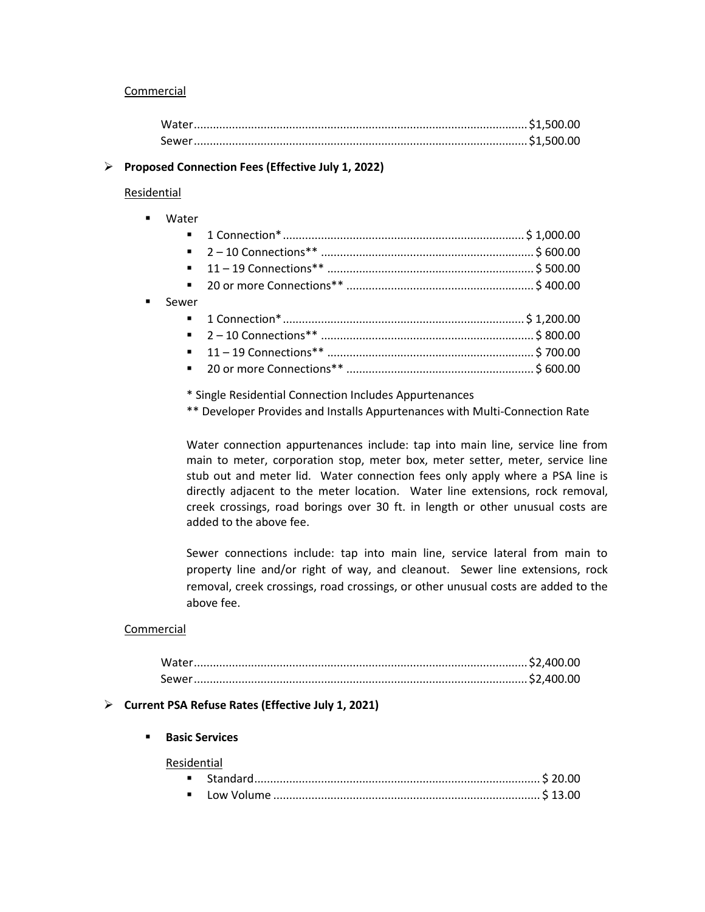Commercial

Water ........................................................................................................ $1,500.00
Sewer ........................................................................................................ $1,500.00

- **Proposed Connection Fees (Effective July 1, 2022)**

  Residential

  - Water
    - 1 Connection* ........................................................................... $ 1,000.00
    - 2 – 10 Connections** ................................................................... $ 600.00
    - 11 – 19 Connections** ................................................................. $ 500.00
    - 20 or more Connections** ........................................................... $ 400.00
  - Sewer
    - 1 Connection* ........................................................................... $ 1,200.00
    - 2 – 10 Connections** ................................................................... $ 800.00
    - 11 – 19 Connections** ................................................................. $ 700.00
    - 20 or more Connections** ........................................................... $ 600.00

  \* Single Residential Connection Includes Appurtenances

  \*\* Developer Provides and Installs Appurtenances with Multi-Connection Rate

  Water connection appurtenances include: tap into main line, service line from main to meter, corporation stop, meter box, meter setter, meter, service line stub out and meter lid. Water connection fees only apply where a PSA line is directly adjacent to the meter location. Water line extensions, rock removal, creek crossings, road borings over 30 ft. in length or other unusual costs are added to the above fee.

  Sewer connections include: tap into main line, service lateral from main to property line and/or right of way, and cleanout. Sewer line extensions, rock removal, creek crossings, road crossings, or other unusual costs are added to the above fee.

  Commercial

  Water ........................................................................................................ $2,400.00
  Sewer ........................................................................................................ $2,400.00

- **Current PSA Refuse Rates (Effective July 1, 2021)**

  - **Basic Services**

    Residential
    - Standard ........................................................................................ $ 20.00
    - Low Volume .................................................................................. $ 13.00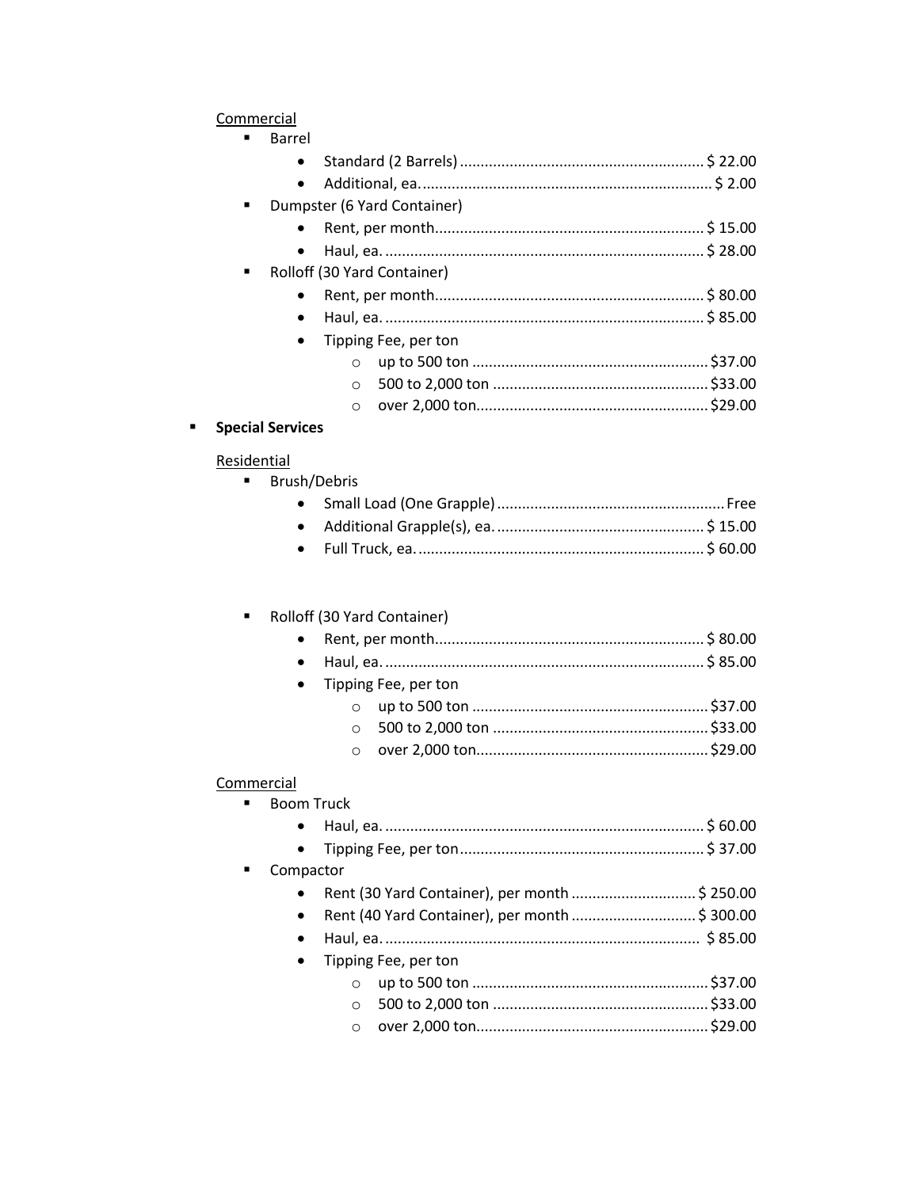Commercial

- Barrel
  - Standard (2 Barrels) .......................................................... $ 22.00
  - Additional, ea. ..................................................................... $ 2.00
- Dumpster (6 Yard Container)
  - Rent, per month................................................................ $ 15.00
  - Haul, ea. ............................................................................ $ 28.00
- Rolloff (30 Yard Container)
  - Rent, per month................................................................ $ 80.00
  - Haul, ea. ............................................................................ $ 85.00
  - Tipping Fee, per ton
    - up to 500 ton ......................................................... $37.00
    - 500 to 2,000 ton .................................................... $33.00
    - over 2,000 ton....................................................... $29.00

- **Special Services**

Residential

- Brush/Debris
  - Small Load (One Grapple) ...................................................... Free
  - Additional Grapple(s), ea. .................................................. $ 15.00
  - Full Truck, ea. ..................................................................... $ 60.00

- Rolloff (30 Yard Container)
  - Rent, per month................................................................ $ 80.00
  - Haul, ea. ............................................................................ $ 85.00
  - Tipping Fee, per ton
    - up to 500 ton ......................................................... $37.00
    - 500 to 2,000 ton .................................................... $33.00
    - over 2,000 ton....................................................... $29.00

Commercial

- Boom Truck
  - Haul, ea. ............................................................................ $ 60.00
  - Tipping Fee, per ton.......................................................... $ 37.00
- Compactor
  - Rent (30 Yard Container), per month ............................. $ 250.00
  - Rent (40 Yard Container), per month ............................. $ 300.00
  - Haul, ea. ........................................................................... $ 85.00
  - Tipping Fee, per ton
    - up to 500 ton ......................................................... $37.00
    - 500 to 2,000 ton .................................................... $33.00
    - over 2,000 ton....................................................... $29.00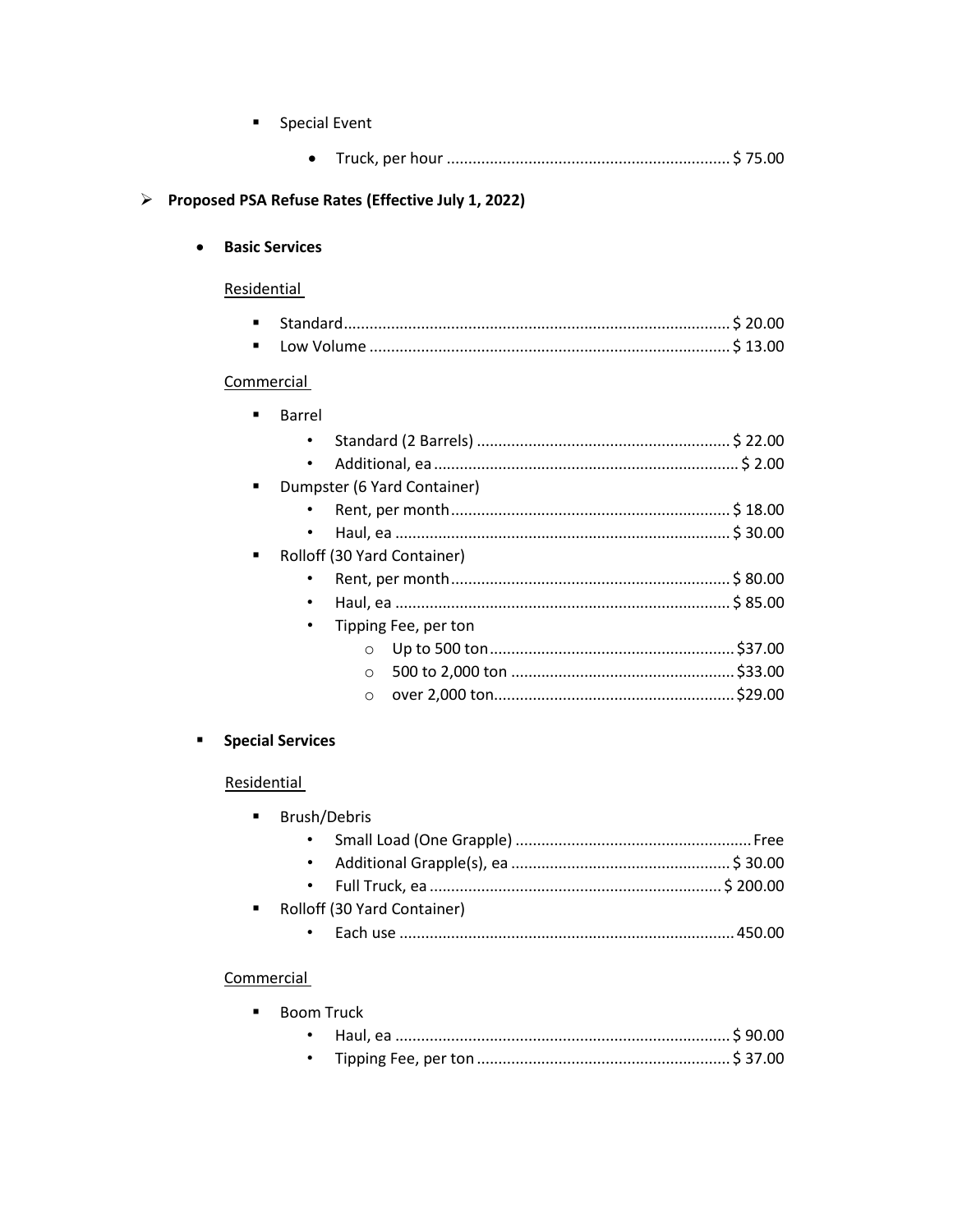- Special Event
  - Truck, per hour ................................................................. $ 75.00

- **Proposed PSA Refuse Rates (Effective July 1, 2022)**

  - **Basic Services**

    Residential

    - Standard ......................................................................................... $ 20.00
    - Low Volume ................................................................................... $ 13.00

    Commercial

    - Barrel
      - Standard (2 Barrels) ........................................................... $ 22.00
      - Additional, ea ...................................................................... $ 2.00
    - Dumpster (6 Yard Container)
      - Rent, per month ................................................................. $ 18.00
      - Haul, ea .............................................................................. $ 30.00
    - Rolloff (30 Yard Container)
      - Rent, per month ................................................................. $ 80.00
      - Haul, ea .............................................................................. $ 85.00
      - Tipping Fee, per ton
        - Up to 500 ton ......................................................... $37.00
        - 500 to 2,000 ton .................................................... $33.00
        - over 2,000 ton ........................................................ $29.00

  - **Special Services**

    Residential

    - Brush/Debris
      - Small Load (One Grapple) ....................................................... Free
      - Additional Grapple(s), ea ................................................... $ 30.00
      - Full Truck, ea ................................................................... $ 200.00
    - Rolloff (30 Yard Container)
      - Each use ............................................................................. 450.00

    Commercial

    - Boom Truck
      - Haul, ea .............................................................................. $ 90.00
      - Tipping Fee, per ton ........................................................... $ 37.00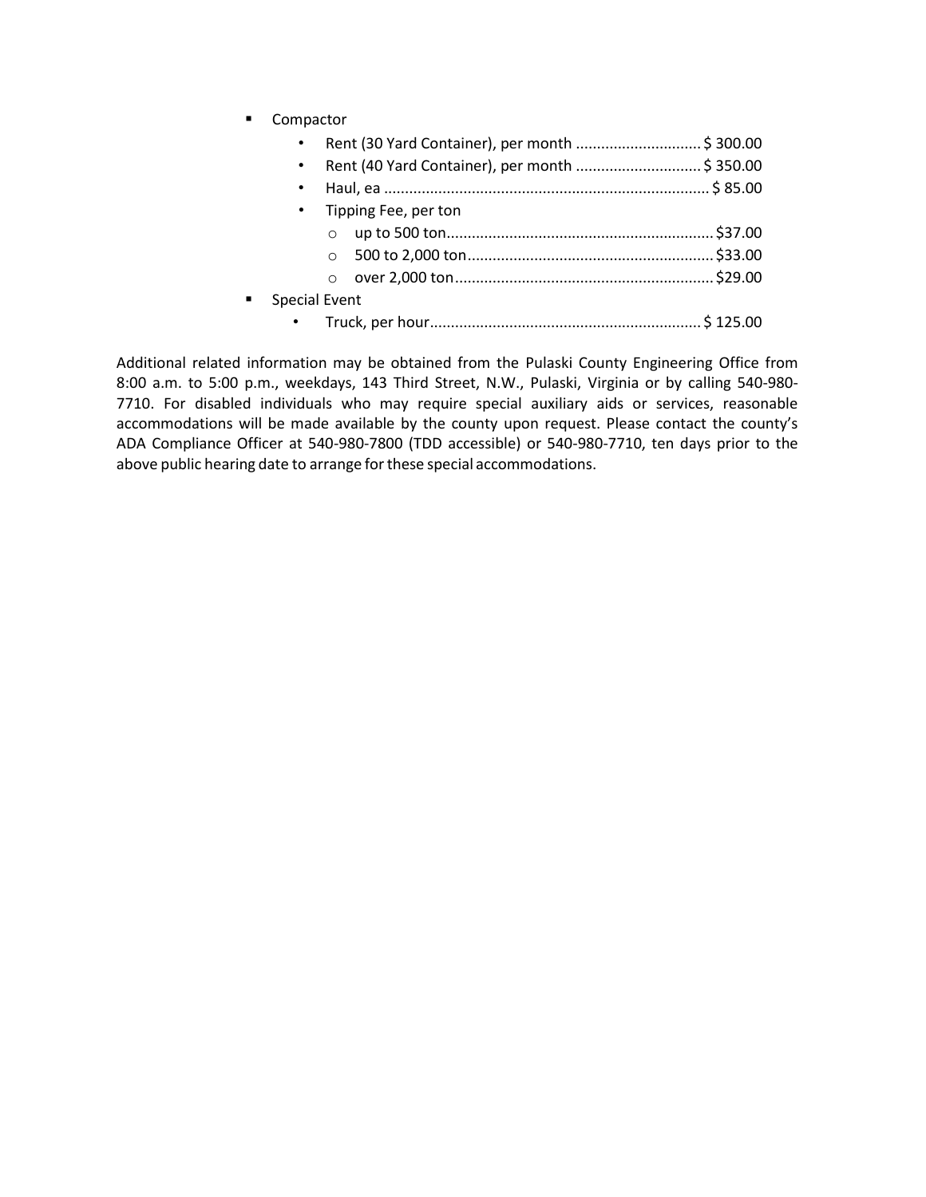- Compactor
  - Rent (30 Yard Container), per month ............................. $ 300.00
  - Rent (40 Yard Container), per month ............................. $ 350.00
  - Haul, ea ............................................................................ $ 85.00
  - Tipping Fee, per ton
    - up to 500 ton............................................................... $37.00
    - 500 to 2,000 ton.......................................................... $33.00
    - over 2,000 ton............................................................. $29.00
- Special Event
  - Truck, per hour................................................................ $ 125.00

Additional related information may be obtained from the Pulaski County Engineering Office from 8:00 a.m. to 5:00 p.m., weekdays, 143 Third Street, N.W., Pulaski, Virginia or by calling 540-980-7710. For disabled individuals who may require special auxiliary aids or services, reasonable accommodations will be made available by the county upon request. Please contact the county's ADA Compliance Officer at 540-980-7800 (TDD accessible) or 540-980-7710, ten days prior to the above public hearing date to arrange for these special accommodations.